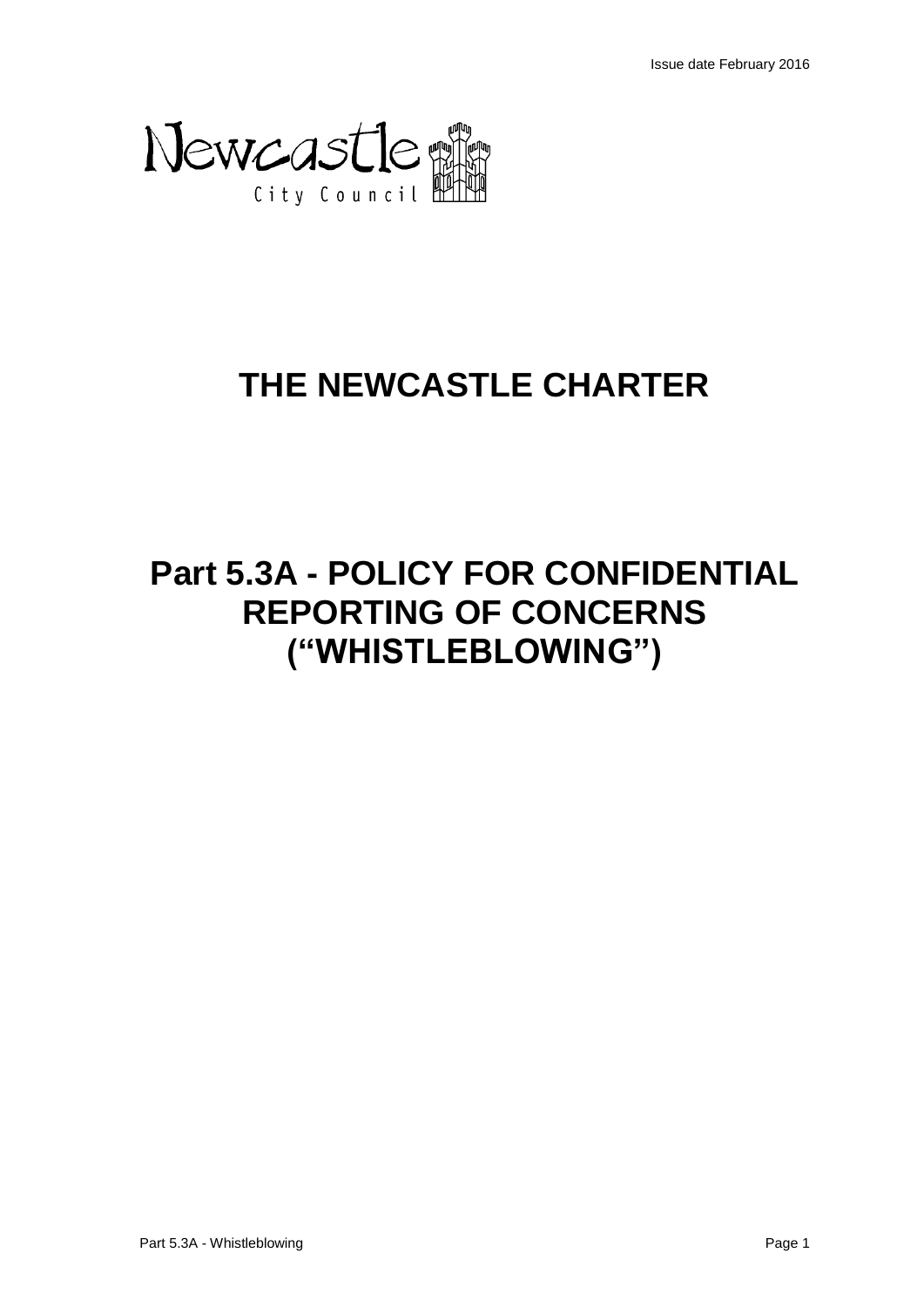Issue date February 2016

Newcastle City Council

# THE NEWCASTLE CHARTER

# Part 5.3A - POLICY FOR CONFIDENTIAL REPORTING OF CONCERNS ("WHISTLEBLOWING")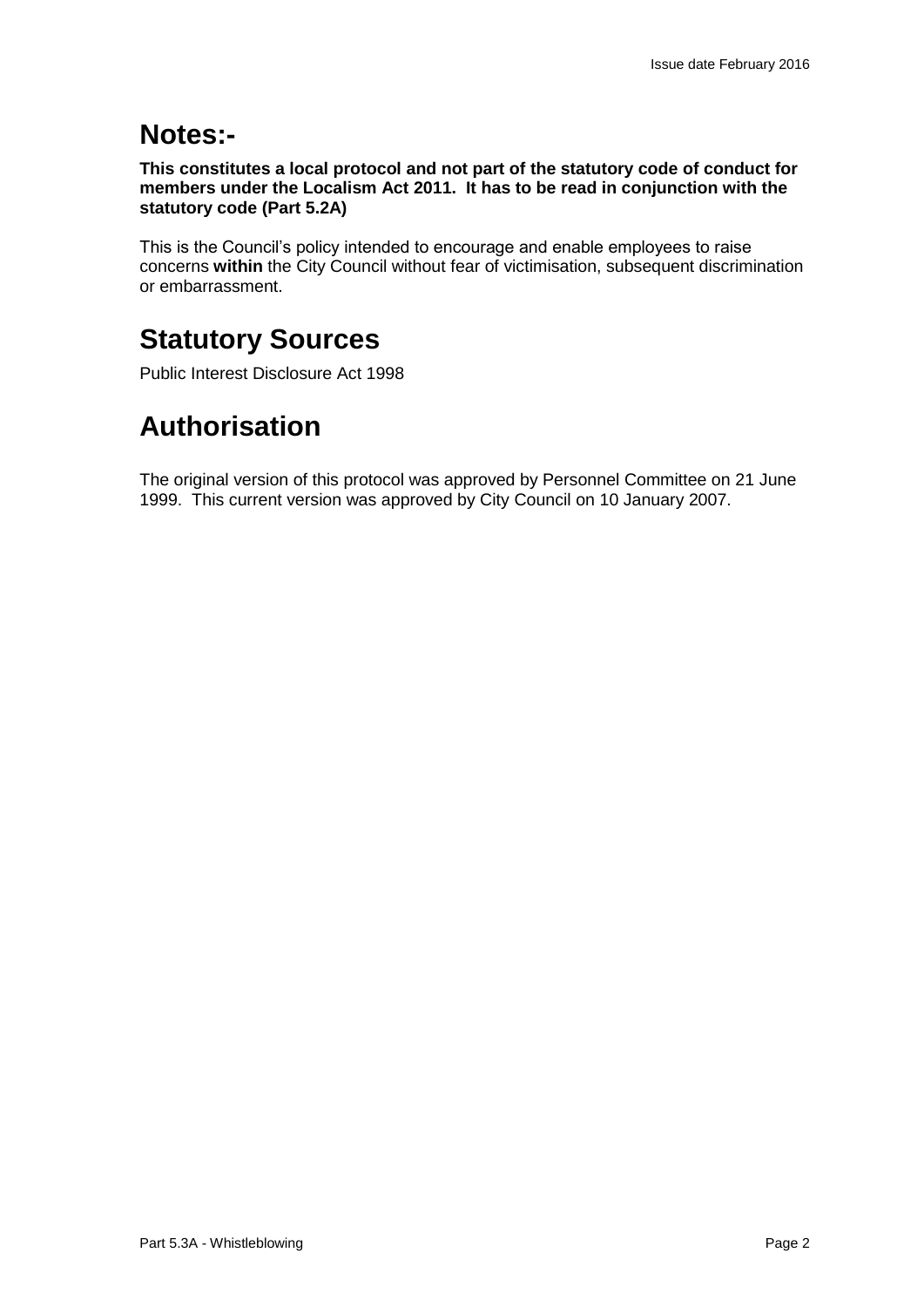# Notes:-

**This constitutes a local protocol and not part of the statutory code of conduct for members under the Localism Act 2011. It has to be read in conjunction with the statutory code (Part 5.2A)**

This is the Council's policy intended to encourage and enable employees to raise concerns **within** the City Council without fear of victimisation, subsequent discrimination or embarrassment.

# Statutory Sources

Public Interest Disclosure Act 1998

# Authorisation

The original version of this protocol was approved by Personnel Committee on 21 June 1999. This current version was approved by City Council on 10 January 2007.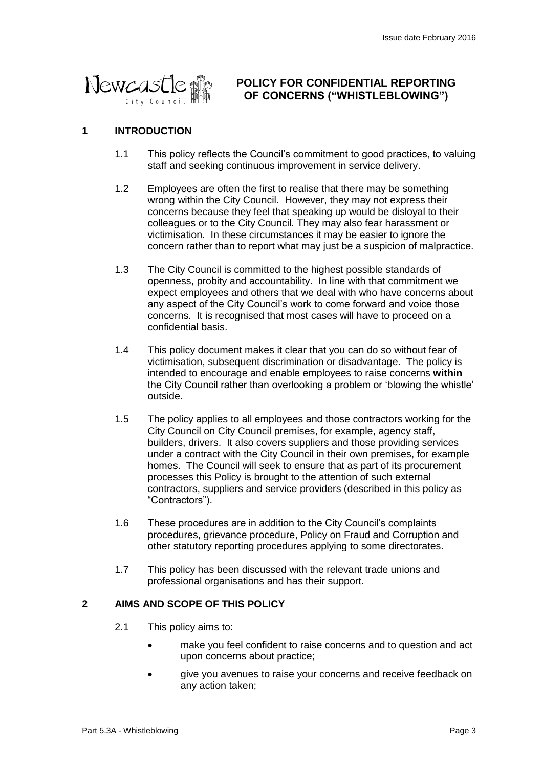# POLICY FOR CONFIDENTIAL REPORTING OF CONCERNS ("WHISTLEBLOWING")

## 1 INTRODUCTION

1.1 This policy reflects the Council's commitment to good practices, to valuing staff and seeking continuous improvement in service delivery.

1.2 Employees are often the first to realise that there may be something wrong within the City Council. However, they may not express their concerns because they feel that speaking up would be disloyal to their colleagues or to the City Council. They may also fear harassment or victimisation. In these circumstances it may be easier to ignore the concern rather than to report what may just be a suspicion of malpractice.

1.3 The City Council is committed to the highest possible standards of openness, probity and accountability. In line with that commitment we expect employees and others that we deal with who have concerns about any aspect of the City Council's work to come forward and voice those concerns. It is recognised that most cases will have to proceed on a confidential basis.

1.4 This policy document makes it clear that you can do so without fear of victimisation, subsequent discrimination or disadvantage. The policy is intended to encourage and enable employees to raise concerns **within** the City Council rather than overlooking a problem or 'blowing the whistle' outside.

1.5 The policy applies to all employees and those contractors working for the City Council on City Council premises, for example, agency staff, builders, drivers. It also covers suppliers and those providing services under a contract with the City Council in their own premises, for example homes. The Council will seek to ensure that as part of its procurement processes this Policy is brought to the attention of such external contractors, suppliers and service providers (described in this policy as "Contractors").

1.6 These procedures are in addition to the City Council's complaints procedures, grievance procedure, Policy on Fraud and Corruption and other statutory reporting procedures applying to some directorates.

1.7 This policy has been discussed with the relevant trade unions and professional organisations and has their support.

## 2 AIMS AND SCOPE OF THIS POLICY

2.1 This policy aims to:

- make you feel confident to raise concerns and to question and act upon concerns about practice;
- give you avenues to raise your concerns and receive feedback on any action taken;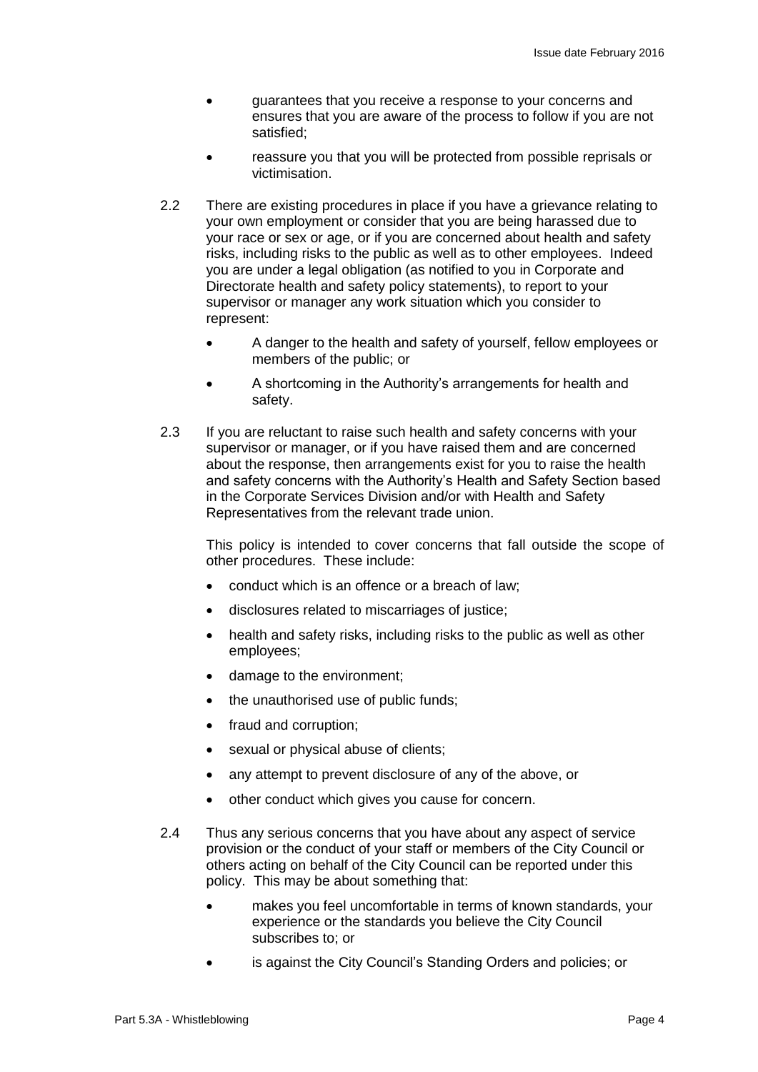- guarantees that you receive a response to your concerns and ensures that you are aware of the process to follow if you are not satisfied;
- reassure you that you will be protected from possible reprisals or victimisation.

2.2 There are existing procedures in place if you have a grievance relating to your own employment or consider that you are being harassed due to your race or sex or age, or if you are concerned about health and safety risks, including risks to the public as well as to other employees. Indeed you are under a legal obligation (as notified to you in Corporate and Directorate health and safety policy statements), to report to your supervisor or manager any work situation which you consider to represent:

- A danger to the health and safety of yourself, fellow employees or members of the public; or
- A shortcoming in the Authority's arrangements for health and safety.

2.3 If you are reluctant to raise such health and safety concerns with your supervisor or manager, or if you have raised them and are concerned about the response, then arrangements exist for you to raise the health and safety concerns with the Authority's Health and Safety Section based in the Corporate Services Division and/or with Health and Safety Representatives from the relevant trade union.

This policy is intended to cover concerns that fall outside the scope of other procedures. These include:

- conduct which is an offence or a breach of law;
- disclosures related to miscarriages of justice;
- health and safety risks, including risks to the public as well as other employees;
- damage to the environment;
- the unauthorised use of public funds;
- fraud and corruption;
- sexual or physical abuse of clients;
- any attempt to prevent disclosure of any of the above, or
- other conduct which gives you cause for concern.

2.4 Thus any serious concerns that you have about any aspect of service provision or the conduct of your staff or members of the City Council or others acting on behalf of the City Council can be reported under this policy. This may be about something that:

- makes you feel uncomfortable in terms of known standards, your experience or the standards you believe the City Council subscribes to; or
- is against the City Council's Standing Orders and policies; or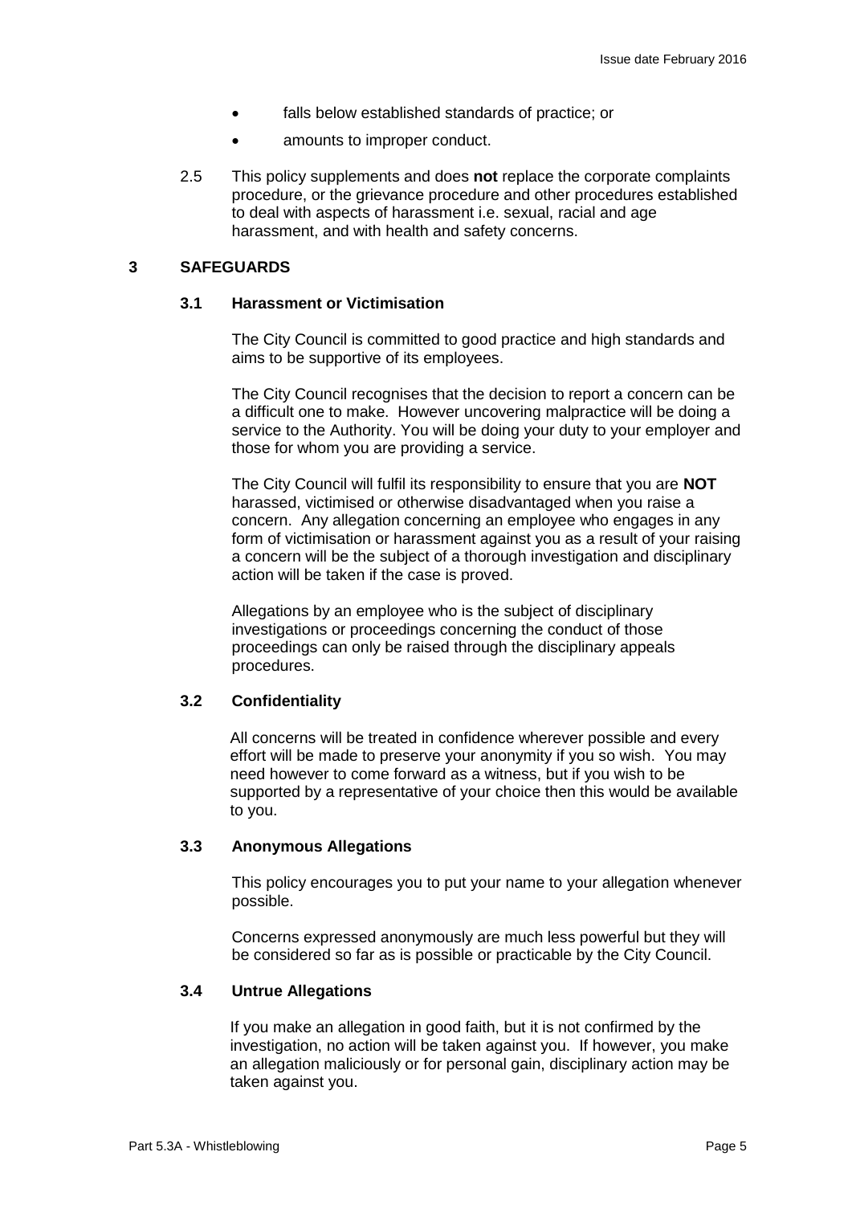- falls below established standards of practice; or
- amounts to improper conduct.

2.5 This policy supplements and does **not** replace the corporate complaints procedure, or the grievance procedure and other procedures established to deal with aspects of harassment i.e. sexual, racial and age harassment, and with health and safety concerns.

## 3 SAFEGUARDS

### 3.1 Harassment or Victimisation

The City Council is committed to good practice and high standards and aims to be supportive of its employees.

The City Council recognises that the decision to report a concern can be a difficult one to make. However uncovering malpractice will be doing a service to the Authority. You will be doing your duty to your employer and those for whom you are providing a service.

The City Council will fulfil its responsibility to ensure that you are **NOT** harassed, victimised or otherwise disadvantaged when you raise a concern. Any allegation concerning an employee who engages in any form of victimisation or harassment against you as a result of your raising a concern will be the subject of a thorough investigation and disciplinary action will be taken if the case is proved.

Allegations by an employee who is the subject of disciplinary investigations or proceedings concerning the conduct of those proceedings can only be raised through the disciplinary appeals procedures.

### 3.2 Confidentiality

All concerns will be treated in confidence wherever possible and every effort will be made to preserve your anonymity if you so wish. You may need however to come forward as a witness, but if you wish to be supported by a representative of your choice then this would be available to you.

### 3.3 Anonymous Allegations

This policy encourages you to put your name to your allegation whenever possible.

Concerns expressed anonymously are much less powerful but they will be considered so far as is possible or practicable by the City Council.

### 3.4 Untrue Allegations

If you make an allegation in good faith, but it is not confirmed by the investigation, no action will be taken against you. If however, you make an allegation maliciously or for personal gain, disciplinary action may be taken against you.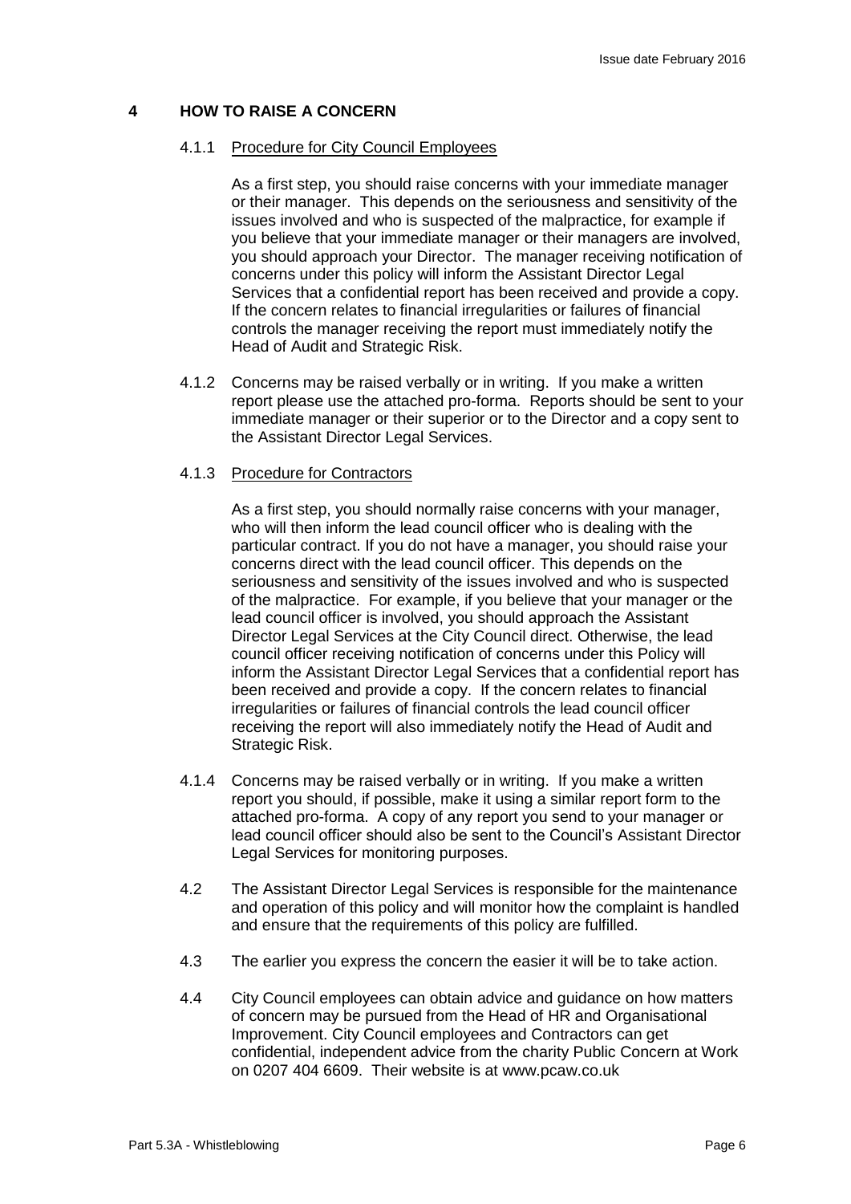## 4 HOW TO RAISE A CONCERN

4.1.1 Procedure for City Council Employees

As a first step, you should raise concerns with your immediate manager or their manager. This depends on the seriousness and sensitivity of the issues involved and who is suspected of the malpractice, for example if you believe that your immediate manager or their managers are involved, you should approach your Director. The manager receiving notification of concerns under this policy will inform the Assistant Director Legal Services that a confidential report has been received and provide a copy. If the concern relates to financial irregularities or failures of financial controls the manager receiving the report must immediately notify the Head of Audit and Strategic Risk.

4.1.2 Concerns may be raised verbally or in writing. If you make a written report please use the attached pro-forma. Reports should be sent to your immediate manager or their superior or to the Director and a copy sent to the Assistant Director Legal Services.

4.1.3 Procedure for Contractors

As a first step, you should normally raise concerns with your manager, who will then inform the lead council officer who is dealing with the particular contract. If you do not have a manager, you should raise your concerns direct with the lead council officer. This depends on the seriousness and sensitivity of the issues involved and who is suspected of the malpractice. For example, if you believe that your manager or the lead council officer is involved, you should approach the Assistant Director Legal Services at the City Council direct. Otherwise, the lead council officer receiving notification of concerns under this Policy will inform the Assistant Director Legal Services that a confidential report has been received and provide a copy. If the concern relates to financial irregularities or failures of financial controls the lead council officer receiving the report will also immediately notify the Head of Audit and Strategic Risk.

4.1.4 Concerns may be raised verbally or in writing. If you make a written report you should, if possible, make it using a similar report form to the attached pro-forma. A copy of any report you send to your manager or lead council officer should also be sent to the Council's Assistant Director Legal Services for monitoring purposes.

4.2 The Assistant Director Legal Services is responsible for the maintenance and operation of this policy and will monitor how the complaint is handled and ensure that the requirements of this policy are fulfilled.

4.3 The earlier you express the concern the easier it will be to take action.

4.4 City Council employees can obtain advice and guidance on how matters of concern may be pursued from the Head of HR and Organisational Improvement. City Council employees and Contractors can get confidential, independent advice from the charity Public Concern at Work on 0207 404 6609. Their website is at www.pcaw.co.uk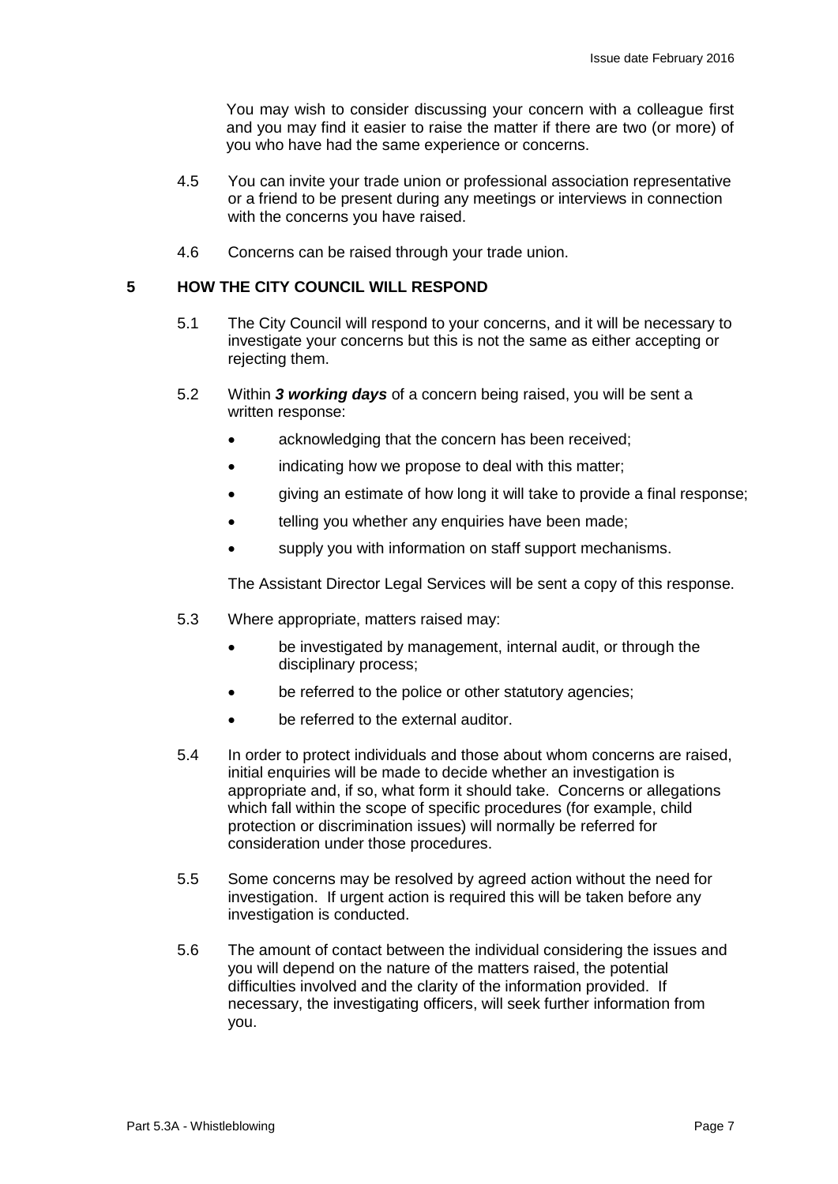You may wish to consider discussing your concern with a colleague first and you may find it easier to raise the matter if there are two (or more) of you who have had the same experience or concerns.

4.5 You can invite your trade union or professional association representative or a friend to be present during any meetings or interviews in connection with the concerns you have raised.

4.6 Concerns can be raised through your trade union.

## 5 HOW THE CITY COUNCIL WILL RESPOND

5.1 The City Council will respond to your concerns, and it will be necessary to investigate your concerns but this is not the same as either accepting or rejecting them.

5.2 Within ***3 working days*** of a concern being raised, you will be sent a written response:

- acknowledging that the concern has been received;
- indicating how we propose to deal with this matter;
- giving an estimate of how long it will take to provide a final response;
- telling you whether any enquiries have been made;
- supply you with information on staff support mechanisms.

The Assistant Director Legal Services will be sent a copy of this response.

5.3 Where appropriate, matters raised may:

- be investigated by management, internal audit, or through the disciplinary process;
- be referred to the police or other statutory agencies;
- be referred to the external auditor.

5.4 In order to protect individuals and those about whom concerns are raised, initial enquiries will be made to decide whether an investigation is appropriate and, if so, what form it should take. Concerns or allegations which fall within the scope of specific procedures (for example, child protection or discrimination issues) will normally be referred for consideration under those procedures.

5.5 Some concerns may be resolved by agreed action without the need for investigation. If urgent action is required this will be taken before any investigation is conducted.

5.6 The amount of contact between the individual considering the issues and you will depend on the nature of the matters raised, the potential difficulties involved and the clarity of the information provided. If necessary, the investigating officers, will seek further information from you.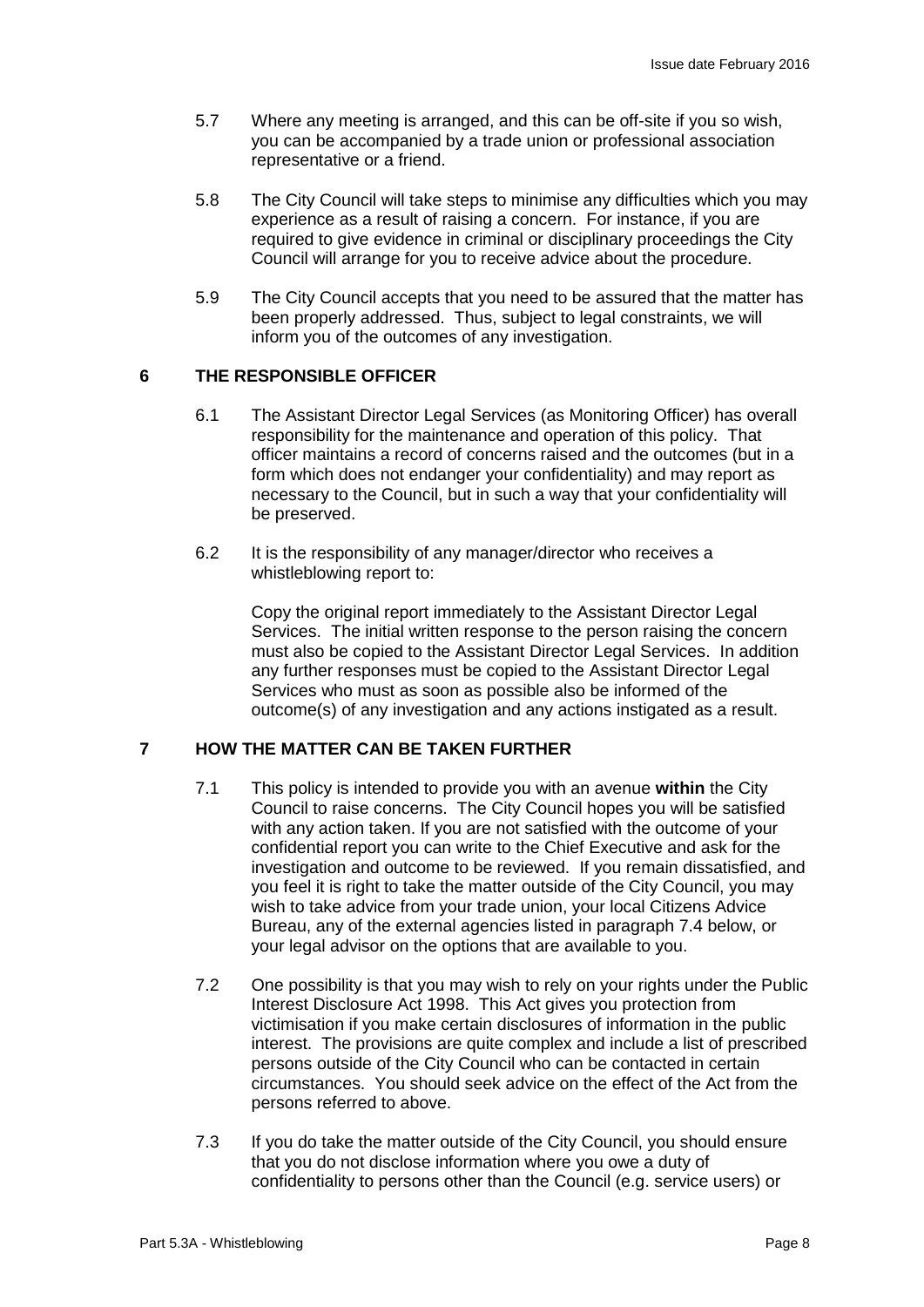5.7 Where any meeting is arranged, and this can be off-site if you so wish, you can be accompanied by a trade union or professional association representative or a friend.

5.8 The City Council will take steps to minimise any difficulties which you may experience as a result of raising a concern. For instance, if you are required to give evidence in criminal or disciplinary proceedings the City Council will arrange for you to receive advice about the procedure.

5.9 The City Council accepts that you need to be assured that the matter has been properly addressed. Thus, subject to legal constraints, we will inform you of the outcomes of any investigation.

## 6 THE RESPONSIBLE OFFICER

6.1 The Assistant Director Legal Services (as Monitoring Officer) has overall responsibility for the maintenance and operation of this policy. That officer maintains a record of concerns raised and the outcomes (but in a form which does not endanger your confidentiality) and may report as necessary to the Council, but in such a way that your confidentiality will be preserved.

6.2 It is the responsibility of any manager/director who receives a whistleblowing report to:

Copy the original report immediately to the Assistant Director Legal Services. The initial written response to the person raising the concern must also be copied to the Assistant Director Legal Services. In addition any further responses must be copied to the Assistant Director Legal Services who must as soon as possible also be informed of the outcome(s) of any investigation and any actions instigated as a result.

## 7 HOW THE MATTER CAN BE TAKEN FURTHER

7.1 This policy is intended to provide you with an avenue **within** the City Council to raise concerns. The City Council hopes you will be satisfied with any action taken. If you are not satisfied with the outcome of your confidential report you can write to the Chief Executive and ask for the investigation and outcome to be reviewed. If you remain dissatisfied, and you feel it is right to take the matter outside of the City Council, you may wish to take advice from your trade union, your local Citizens Advice Bureau, any of the external agencies listed in paragraph 7.4 below, or your legal advisor on the options that are available to you.

7.2 One possibility is that you may wish to rely on your rights under the Public Interest Disclosure Act 1998. This Act gives you protection from victimisation if you make certain disclosures of information in the public interest. The provisions are quite complex and include a list of prescribed persons outside of the City Council who can be contacted in certain circumstances. You should seek advice on the effect of the Act from the persons referred to above.

7.3 If you do take the matter outside of the City Council, you should ensure that you do not disclose information where you owe a duty of confidentiality to persons other than the Council (e.g. service users) or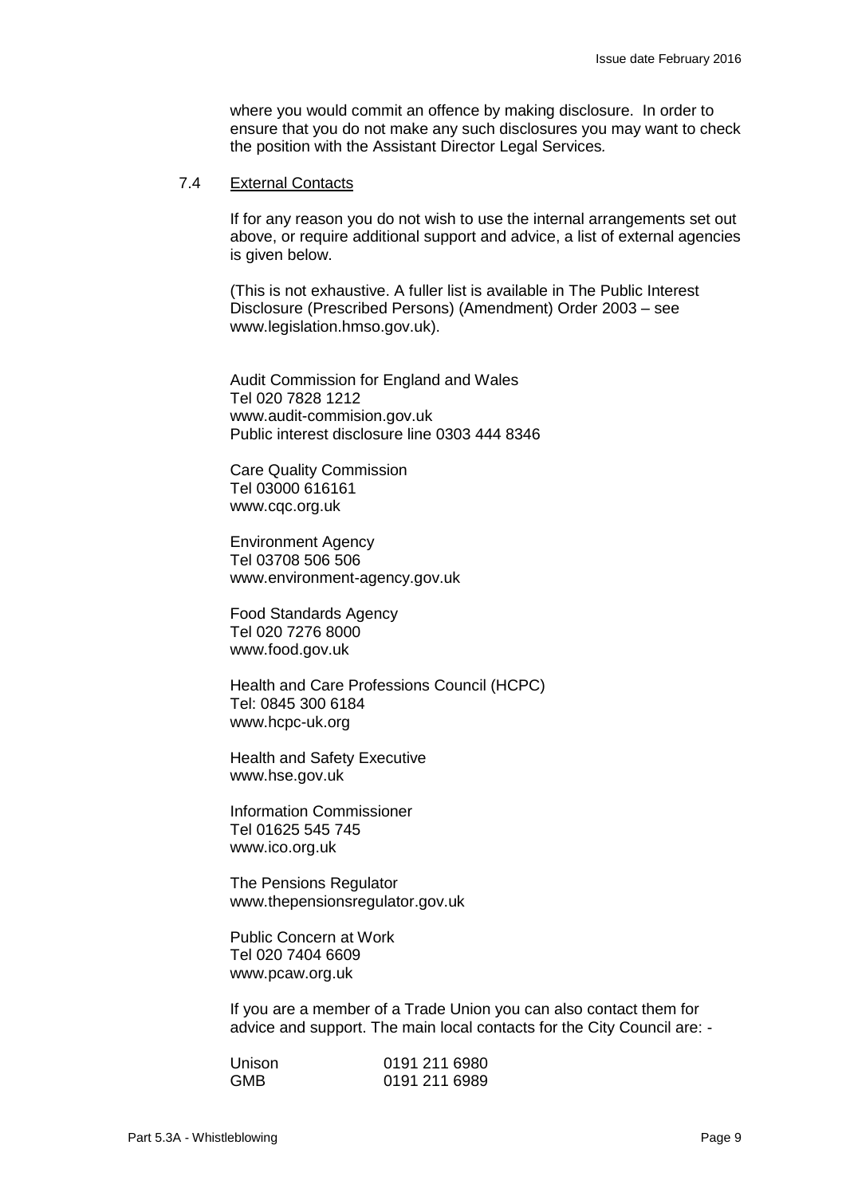where you would commit an offence by making disclosure. In order to ensure that you do not make any such disclosures you may want to check the position with the Assistant Director Legal Services.

7.4 External Contacts

If for any reason you do not wish to use the internal arrangements set out above, or require additional support and advice, a list of external agencies is given below.

(This is not exhaustive. A fuller list is available in The Public Interest Disclosure (Prescribed Persons) (Amendment) Order 2003 – see www.legislation.hmso.gov.uk).

Audit Commission for England and Wales  
Tel 020 7828 1212  
www.audit-commision.gov.uk  
Public interest disclosure line 0303 444 8346

Care Quality Commission  
Tel 03000 616161  
www.cqc.org.uk

Environment Agency  
Tel 03708 506 506  
www.environment-agency.gov.uk

Food Standards Agency  
Tel 020 7276 8000  
www.food.gov.uk

Health and Care Professions Council (HCPC)  
Tel: 0845 300 6184  
www.hcpc-uk.org

Health and Safety Executive  
www.hse.gov.uk

Information Commissioner  
Tel 01625 545 745  
www.ico.org.uk

The Pensions Regulator  
www.thepensionsregulator.gov.uk

Public Concern at Work  
Tel 020 7404 6609  
www.pcaw.org.uk

If you are a member of a Trade Union you can also contact them for advice and support. The main local contacts for the City Council are: -

| Unison | 0191 211 6980 |
| --- | --- |
| GMB | 0191 211 6989 |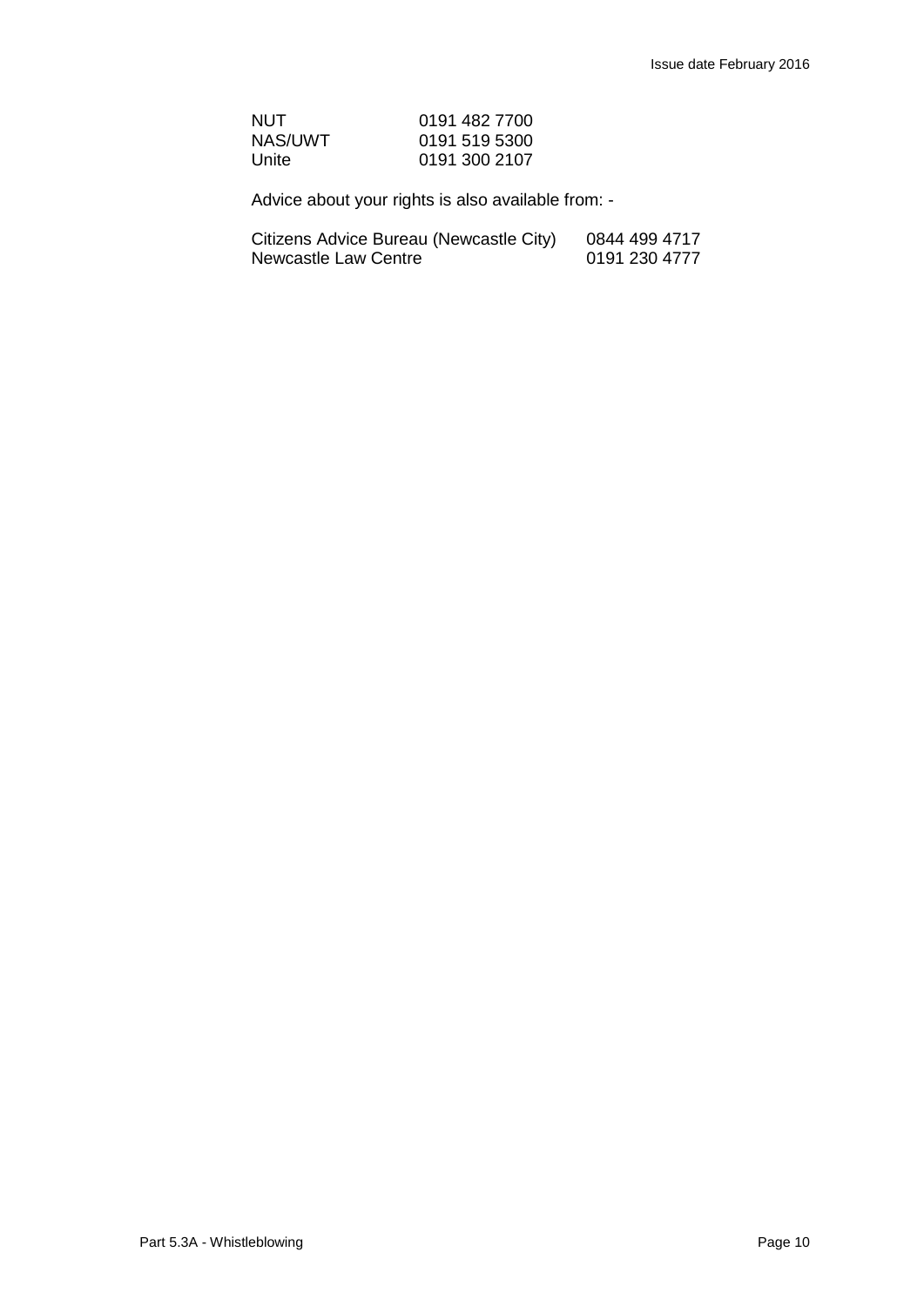| | |
|---|---|
| NUT | 0191 482 7700 |
| NAS/UWT | 0191 519 5300 |
| Unite | 0191 300 2107 |

Advice about your rights is also available from: -

| | |
|---|---|
| Citizens Advice Bureau (Newcastle City) | 0844 499 4717 |
| Newcastle Law Centre | 0191 230 4777 |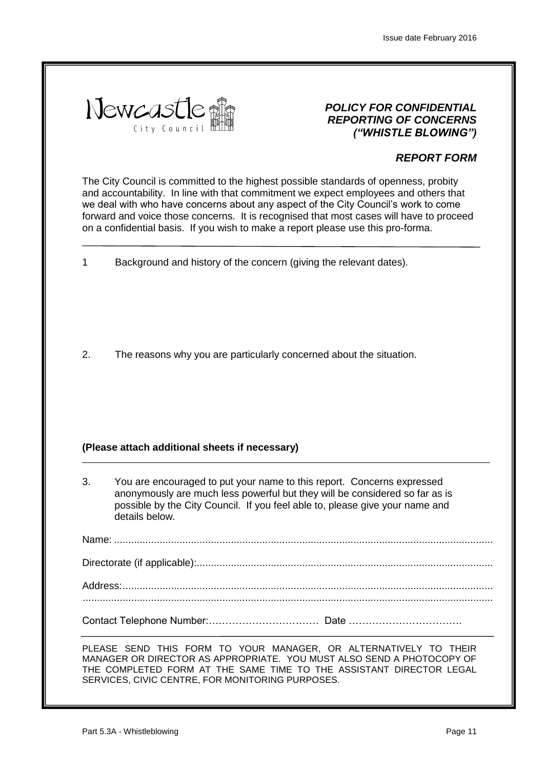Newcastle City Council

***POLICY FOR CONFIDENTIAL REPORTING OF CONCERNS ("WHISTLE BLOWING")***

## *REPORT FORM*

The City Council is committed to the highest possible standards of openness, probity and accountability. In line with that commitment we expect employees and others that we deal with who have concerns about any aspect of the City Council's work to come forward and voice those concerns. It is recognised that most cases will have to proceed on a confidential basis. If you wish to make a report please use this pro-forma.

---

1 Background and history of the concern (giving the relevant dates).

2. The reasons why you are particularly concerned about the situation.

**(Please attach additional sheets if necessary)**

---

3. You are encouraged to put your name to this report. Concerns expressed anonymously are much less powerful but they will be considered so far as is possible by the City Council. If you feel able to, please give your name and details below.

Name: ....................................................................................................................................

Directorate (if applicable):.......................................................................................................

Address:..................................................................................................................................
...............................................................................................................................................

Contact Telephone Number:…………………………… Date …………………………….

---

PLEASE SEND THIS FORM TO YOUR MANAGER, OR ALTERNATIVELY TO THEIR MANAGER OR DIRECTOR AS APPROPRIATE. YOU MUST ALSO SEND A PHOTOCOPY OF THE COMPLETED FORM AT THE SAME TIME TO THE ASSISTANT DIRECTOR LEGAL SERVICES, CIVIC CENTRE, FOR MONITORING PURPOSES.